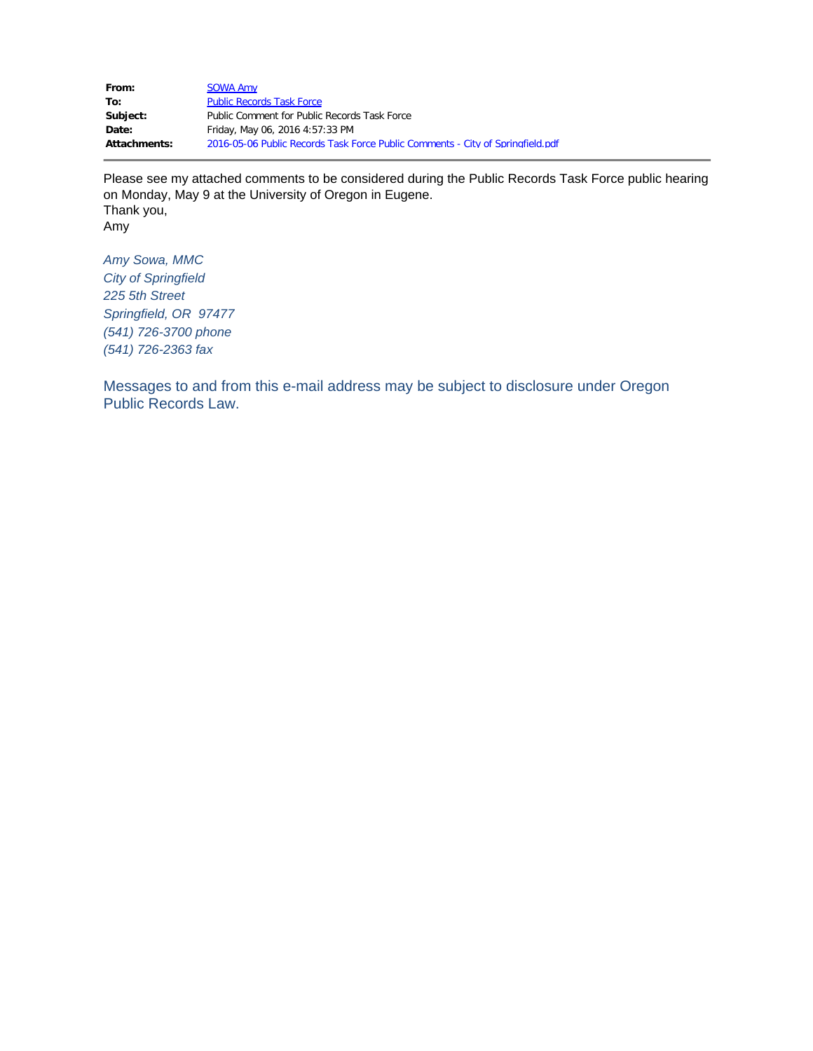| | |
|---|---|
| **From:** | SOWA Amy |
| **To:** | Public Records Task Force |
| **Subject:** | Public Comment for Public Records Task Force |
| **Date:** | Friday, May 06, 2016 4:57:33 PM |
| **Attachments:** | 2016-05-06 Public Records Task Force Public Comments - City of Springfield.pdf |

Please see my attached comments to be considered during the Public Records Task Force public hearing on Monday, May 9 at the University of Oregon in Eugene.

Thank you,

Amy

*Amy Sowa, MMC*
*City of Springfield*
*225 5th Street*
*Springfield, OR  97477*
*(541) 726-3700 phone*
*(541) 726-2363 fax*

Messages to and from this e-mail address may be subject to disclosure under Oregon Public Records Law.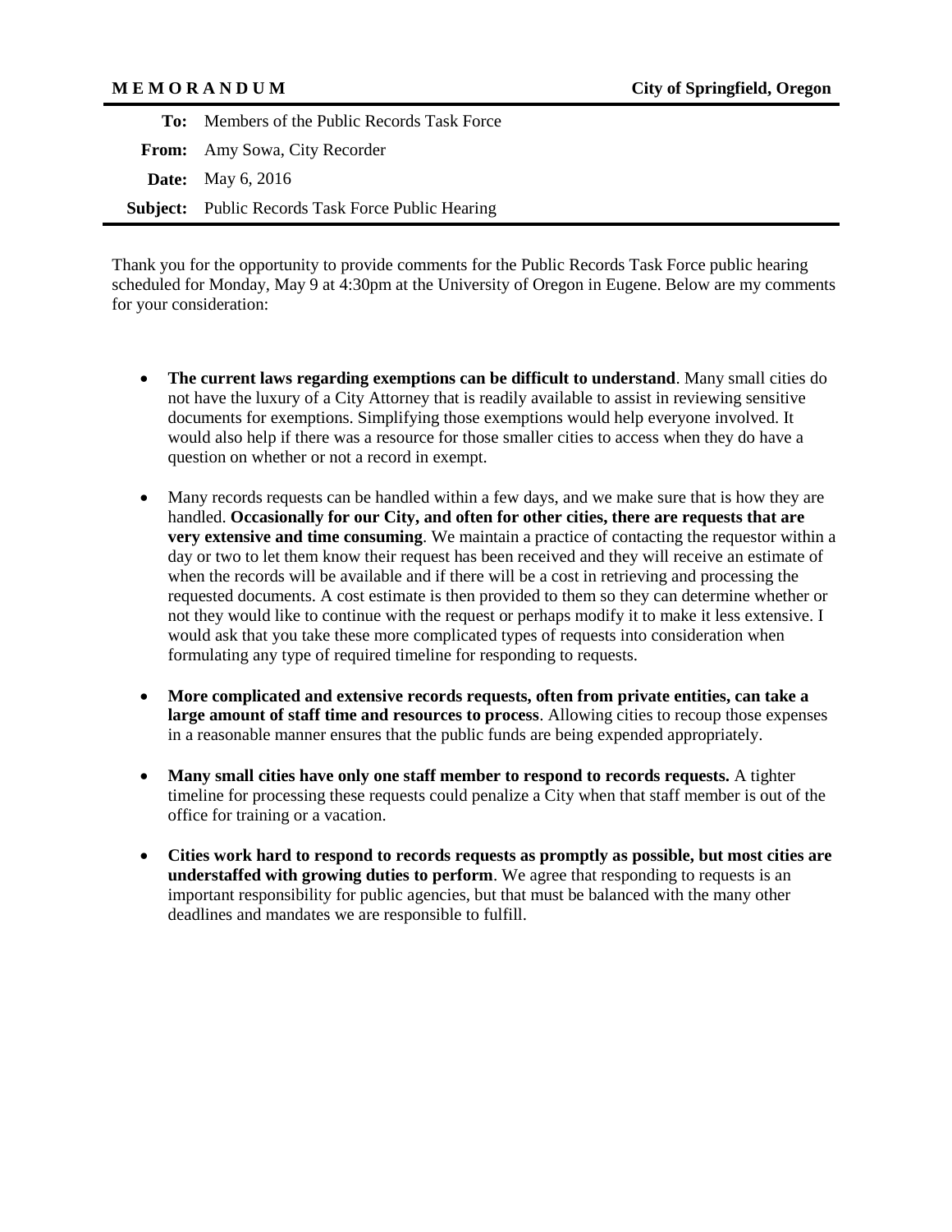**M E M O R A N D U M** **City of Springfield, Oregon**

| | |
|---|---|
| **To:** | Members of the Public Records Task Force |
| **From:** | Amy Sowa, City Recorder |
| **Date:** | May 6, 2016 |
| **Subject:** | Public Records Task Force Public Hearing |

Thank you for the opportunity to provide comments for the Public Records Task Force public hearing scheduled for Monday, May 9 at 4:30pm at the University of Oregon in Eugene. Below are my comments for your consideration:

- **The current laws regarding exemptions can be difficult to understand**. Many small cities do not have the luxury of a City Attorney that is readily available to assist in reviewing sensitive documents for exemptions. Simplifying those exemptions would help everyone involved. It would also help if there was a resource for those smaller cities to access when they do have a question on whether or not a record in exempt.

- Many records requests can be handled within a few days, and we make sure that is how they are handled. **Occasionally for our City, and often for other cities, there are requests that are very extensive and time consuming**. We maintain a practice of contacting the requestor within a day or two to let them know their request has been received and they will receive an estimate of when the records will be available and if there will be a cost in retrieving and processing the requested documents. A cost estimate is then provided to them so they can determine whether or not they would like to continue with the request or perhaps modify it to make it less extensive. I would ask that you take these more complicated types of requests into consideration when formulating any type of required timeline for responding to requests.

- **More complicated and extensive records requests, often from private entities, can take a large amount of staff time and resources to process**. Allowing cities to recoup those expenses in a reasonable manner ensures that the public funds are being expended appropriately.

- **Many small cities have only one staff member to respond to records requests.** A tighter timeline for processing these requests could penalize a City when that staff member is out of the office for training or a vacation.

- **Cities work hard to respond to records requests as promptly as possible, but most cities are understaffed with growing duties to perform**. We agree that responding to requests is an important responsibility for public agencies, but that must be balanced with the many other deadlines and mandates we are responsible to fulfill.